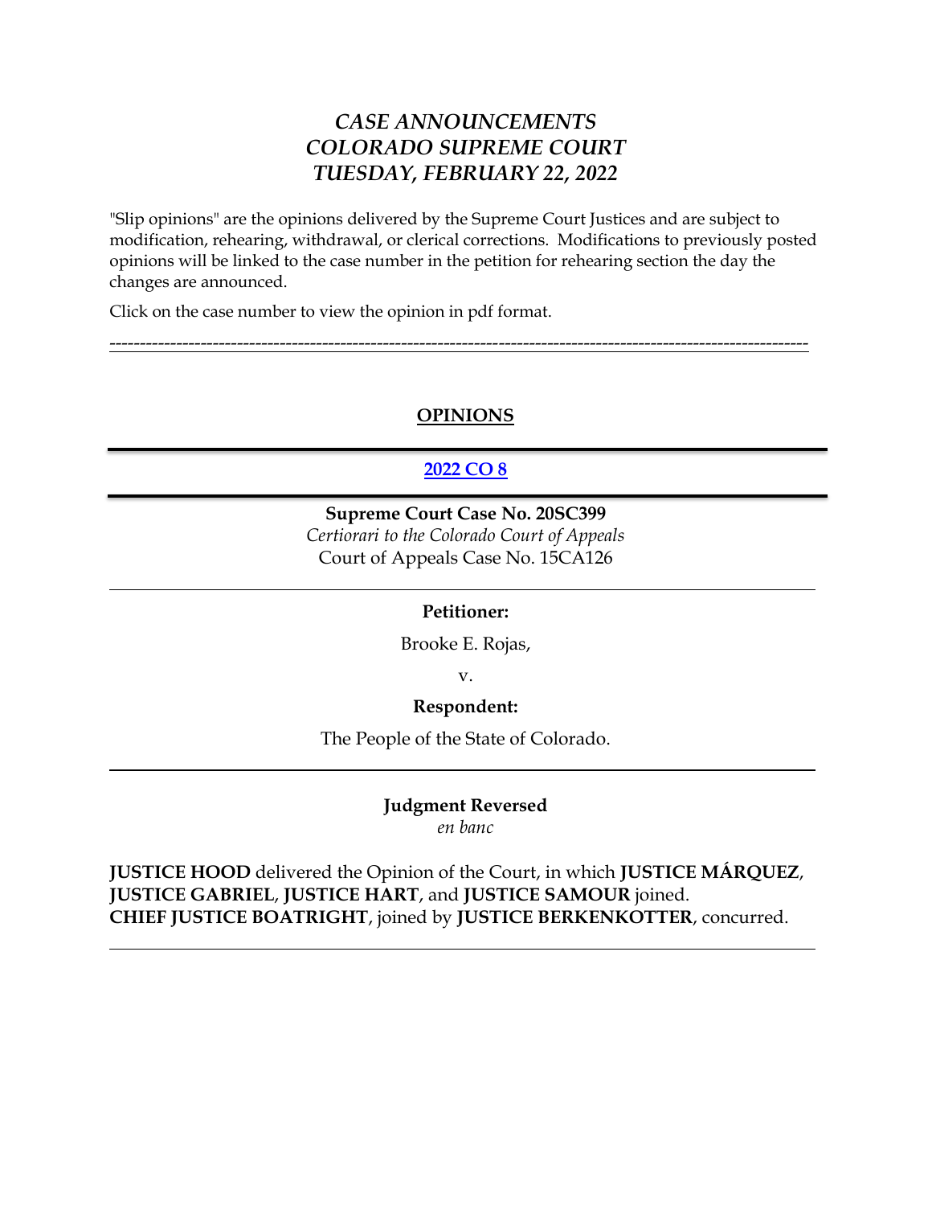# *CASE ANNOUNCEMENTS*
# *COLORADO SUPREME COURT*
# *TUESDAY, FEBRUARY 22, 2022*

"Slip opinions" are the opinions delivered by the Supreme Court Justices and are subject to modification, rehearing, withdrawal, or clerical corrections. Modifications to previously posted opinions will be linked to the case number in the petition for rehearing section the day the changes are announced.

Click on the case number to view the opinion in pdf format.

---

## OPINIONS

---

### 2022 CO 8

---

**Supreme Court Case No. 20SC399**
*Certiorari to the Colorado Court of Appeals*
Court of Appeals Case No. 15CA126

---

**Petitioner:**

Brooke E. Rojas,

v.

**Respondent:**

The People of the State of Colorado.

---

**Judgment Reversed**
*en banc*

**JUSTICE HOOD** delivered the Opinion of the Court, in which **JUSTICE MÁRQUEZ**, **JUSTICE GABRIEL**, **JUSTICE HART**, and **JUSTICE SAMOUR** joined.
**CHIEF JUSTICE BOATRIGHT**, joined by **JUSTICE BERKENKOTTER**, concurred.

---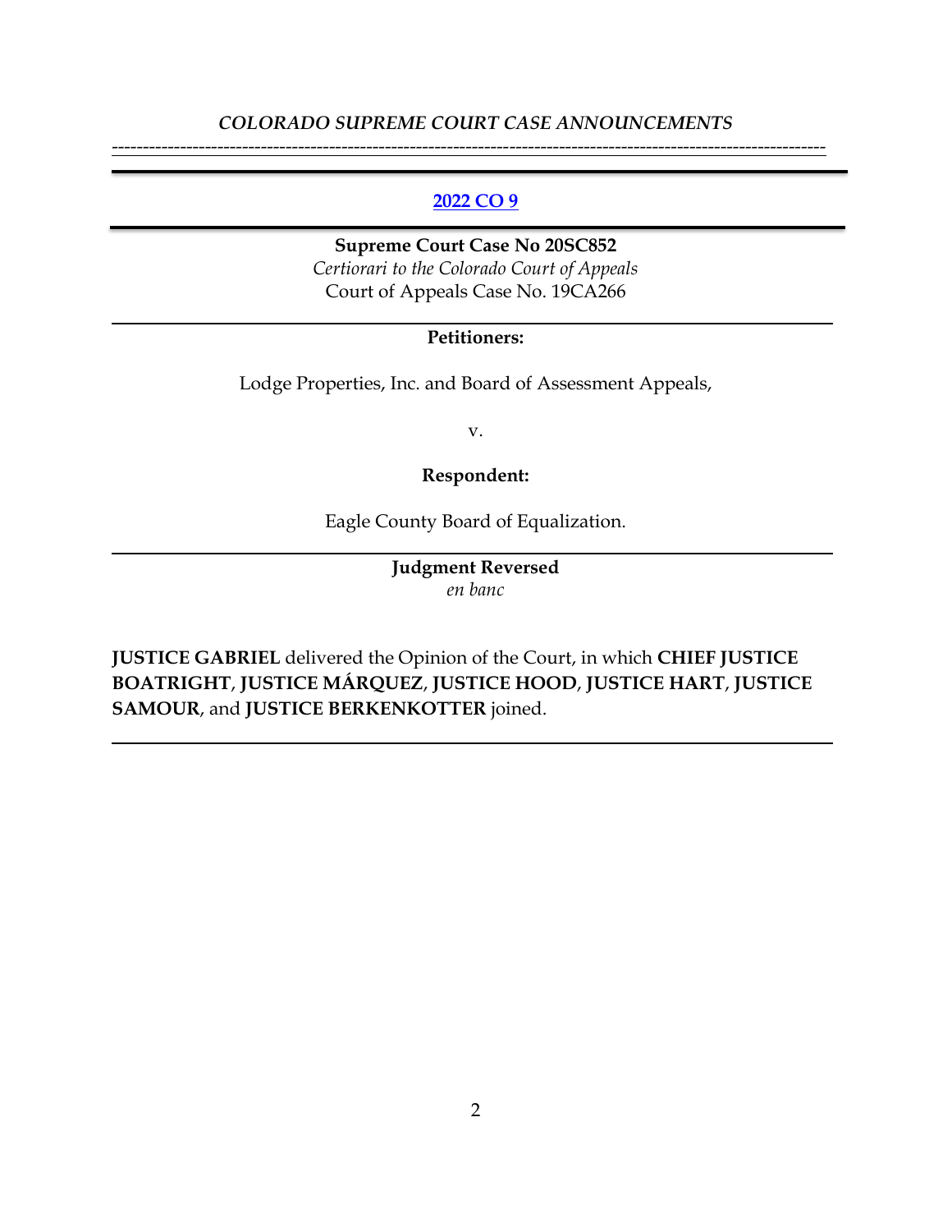*COLORADO SUPREME COURT CASE ANNOUNCEMENTS*

---

**2022 CO 9**

---

**Supreme Court Case No 20SC852**
*Certiorari to the Colorado Court of Appeals*
Court of Appeals Case No. 19CA266

---

**Petitioners:**

Lodge Properties, Inc. and Board of Assessment Appeals,

v.

**Respondent:**

Eagle County Board of Equalization.

---

**Judgment Reversed**
*en banc*

**JUSTICE GABRIEL** delivered the Opinion of the Court, in which **CHIEF JUSTICE BOATRIGHT**, **JUSTICE MÁRQUEZ**, **JUSTICE HOOD**, **JUSTICE HART**, **JUSTICE SAMOUR**, and **JUSTICE BERKENKOTTER** joined.

---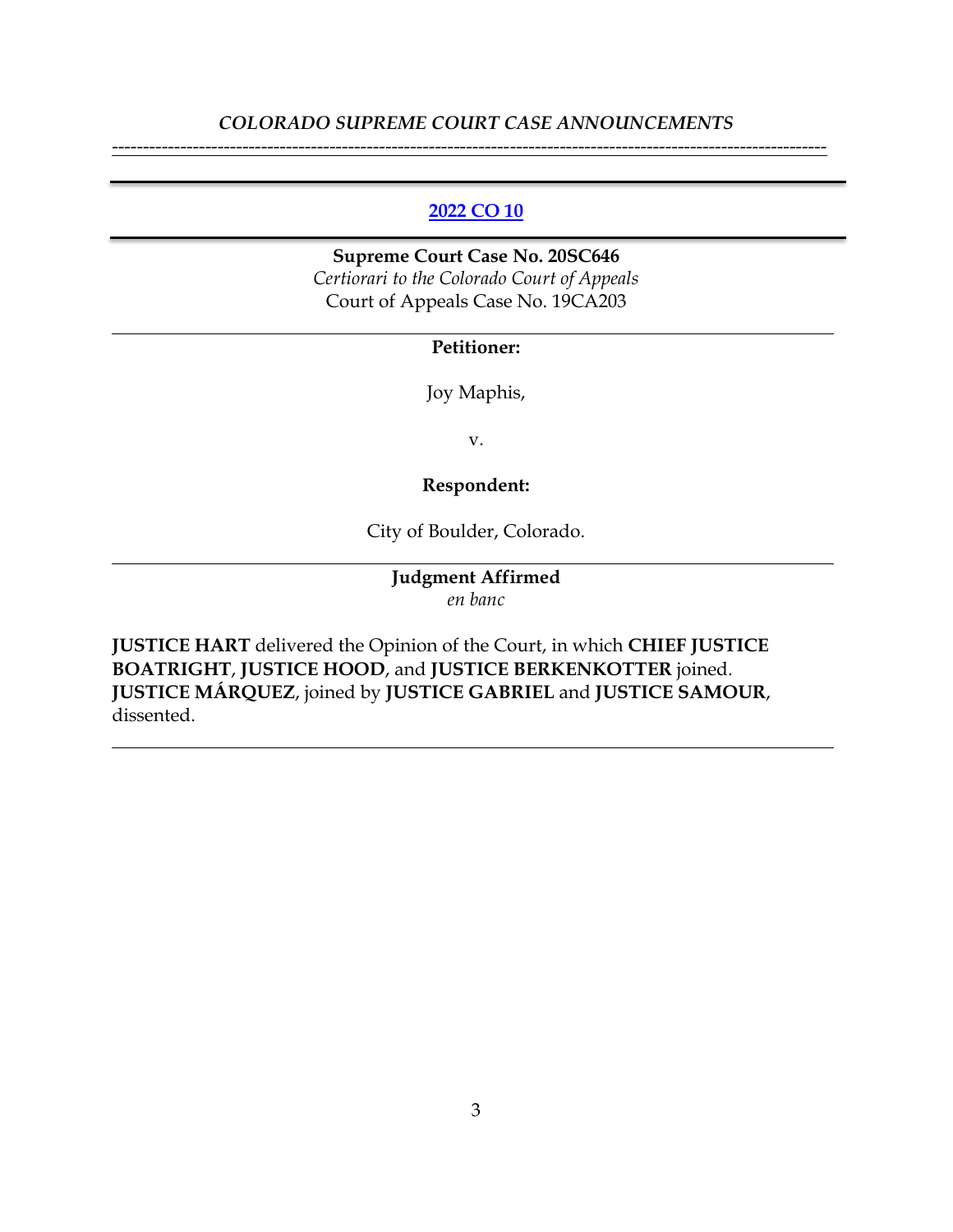*COLORADO SUPREME COURT CASE ANNOUNCEMENTS*

---

[2022 CO 10]

---

**Supreme Court Case No. 20SC646**
*Certiorari to the Colorado Court of Appeals*
Court of Appeals Case No. 19CA203

---

**Petitioner:**

Joy Maphis,

v.

**Respondent:**

City of Boulder, Colorado.

---

**Judgment Affirmed**
*en banc*

**JUSTICE HART** delivered the Opinion of the Court, in which **CHIEF JUSTICE BOATRIGHT**, **JUSTICE HOOD**, and **JUSTICE BERKENKOTTER** joined.
**JUSTICE MÁRQUEZ**, joined by **JUSTICE GABRIEL** and **JUSTICE SAMOUR**, dissented.

---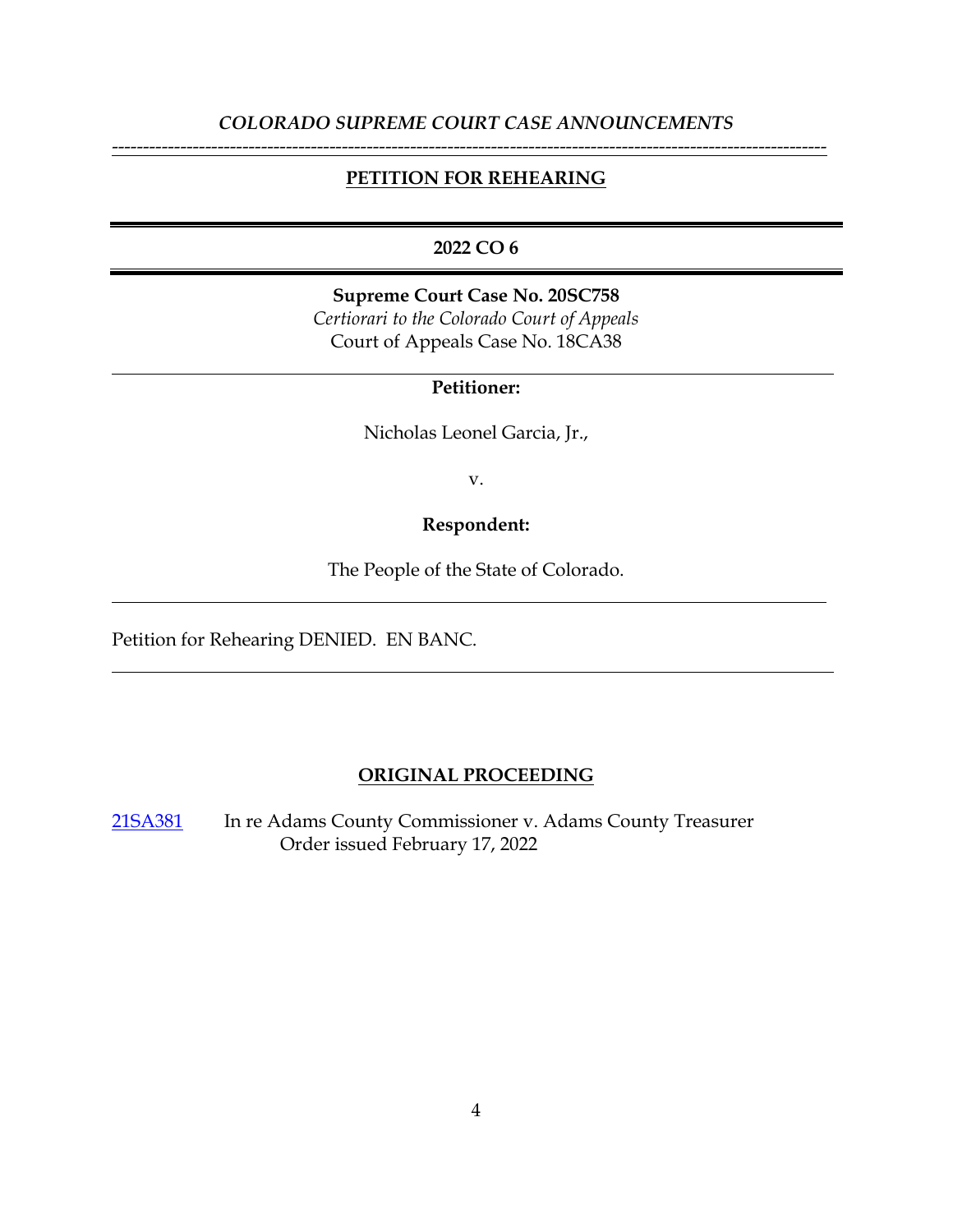*COLORADO SUPREME COURT CASE ANNOUNCEMENTS*

---

## PETITION FOR REHEARING

---

**2022 CO 6**

---

**Supreme Court Case No. 20SC758**
*Certiorari to the Colorado Court of Appeals*
Court of Appeals Case No. 18CA38

---

**Petitioner:**

Nicholas Leonel Garcia, Jr.,

v.

**Respondent:**

The People of the State of Colorado.

---

Petition for Rehearing DENIED. EN BANC.

---

## ORIGINAL PROCEEDING

21SA381 In re Adams County Commissioner v. Adams County Treasurer
Order issued February 17, 2022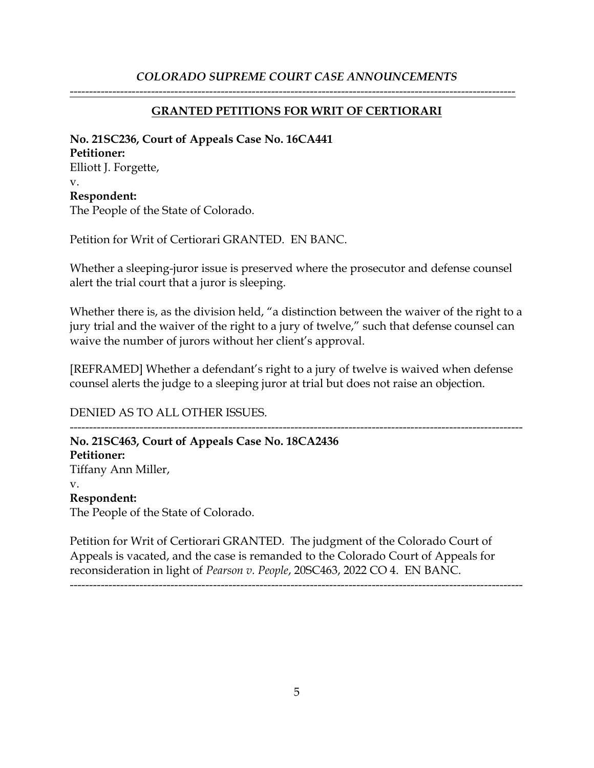## *COLORADO SUPREME COURT CASE ANNOUNCEMENTS*

---

### GRANTED PETITIONS FOR WRIT OF CERTIORARI

**No. 21SC236, Court of Appeals Case No. 16CA441**
**Petitioner:**
Elliott J. Forgette,
v.
**Respondent:**
The People of the State of Colorado.

Petition for Writ of Certiorari GRANTED. EN BANC.

Whether a sleeping-juror issue is preserved where the prosecutor and defense counsel alert the trial court that a juror is sleeping.

Whether there is, as the division held, "a distinction between the waiver of the right to a jury trial and the waiver of the right to a jury of twelve," such that defense counsel can waive the number of jurors without her client's approval.

[REFRAMED] Whether a defendant's right to a jury of twelve is waived when defense counsel alerts the judge to a sleeping juror at trial but does not raise an objection.

DENIED AS TO ALL OTHER ISSUES.

---

**No. 21SC463, Court of Appeals Case No. 18CA2436**
**Petitioner:**
Tiffany Ann Miller,
v.
**Respondent:**
The People of the State of Colorado.

Petition for Writ of Certiorari GRANTED. The judgment of the Colorado Court of Appeals is vacated, and the case is remanded to the Colorado Court of Appeals for reconsideration in light of *Pearson v. People*, 20SC463, 2022 CO 4. EN BANC.

---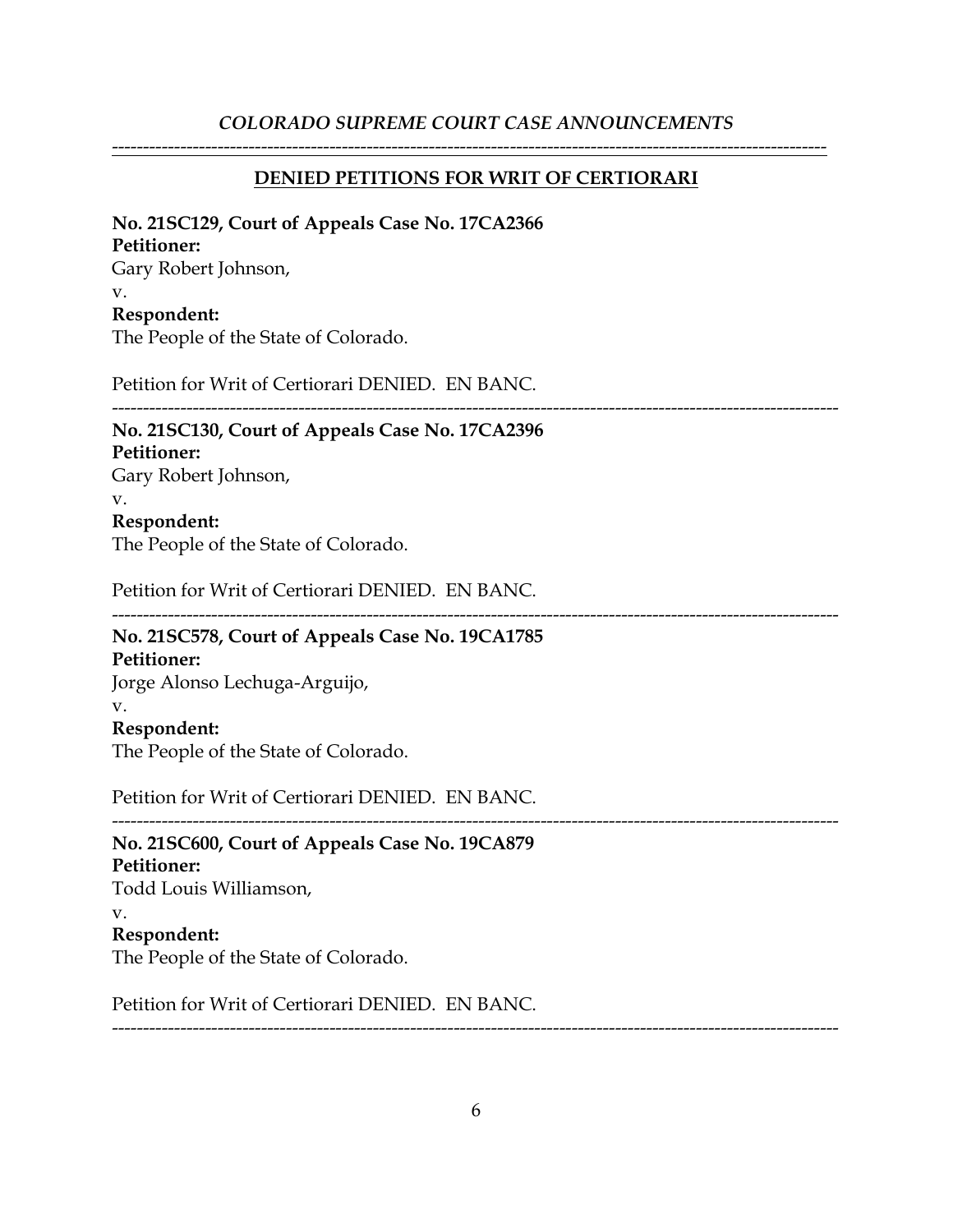## DENIED PETITIONS FOR WRIT OF CERTIORARI

**No. 21SC129, Court of Appeals Case No. 17CA2366**
**Petitioner:**
Gary Robert Johnson,
v.
**Respondent:**
The People of the State of Colorado.

Petition for Writ of Certiorari DENIED. EN BANC.

---

**No. 21SC130, Court of Appeals Case No. 17CA2396**
**Petitioner:**
Gary Robert Johnson,
v.
**Respondent:**
The People of the State of Colorado.

Petition for Writ of Certiorari DENIED. EN BANC.

---

**No. 21SC578, Court of Appeals Case No. 19CA1785**
**Petitioner:**
Jorge Alonso Lechuga-Arguijo,
v.
**Respondent:**
The People of the State of Colorado.

Petition for Writ of Certiorari DENIED. EN BANC.

---

**No. 21SC600, Court of Appeals Case No. 19CA879**
**Petitioner:**
Todd Louis Williamson,
v.
**Respondent:**
The People of the State of Colorado.

Petition for Writ of Certiorari DENIED. EN BANC.

---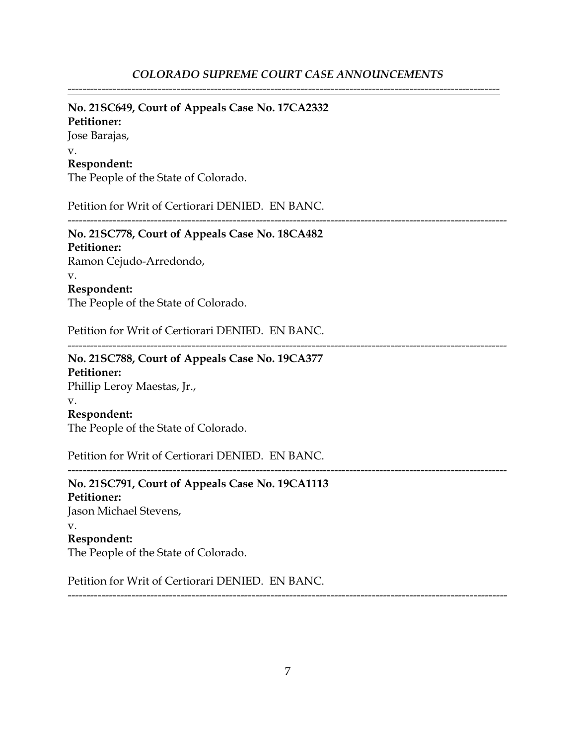---

**No. 21SC649, Court of Appeals Case No. 17CA2332**
**Petitioner:**
Jose Barajas,
v.
**Respondent:**
The People of the State of Colorado.

Petition for Writ of Certiorari DENIED. EN BANC.

---

**No. 21SC778, Court of Appeals Case No. 18CA482**
**Petitioner:**
Ramon Cejudo-Arredondo,
v.
**Respondent:**
The People of the State of Colorado.

Petition for Writ of Certiorari DENIED. EN BANC.

---

**No. 21SC788, Court of Appeals Case No. 19CA377**
**Petitioner:**
Phillip Leroy Maestas, Jr.,
v.
**Respondent:**
The People of the State of Colorado.

Petition for Writ of Certiorari DENIED. EN BANC.

---

**No. 21SC791, Court of Appeals Case No. 19CA1113**
**Petitioner:**
Jason Michael Stevens,
v.
**Respondent:**
The People of the State of Colorado.

Petition for Writ of Certiorari DENIED. EN BANC.

---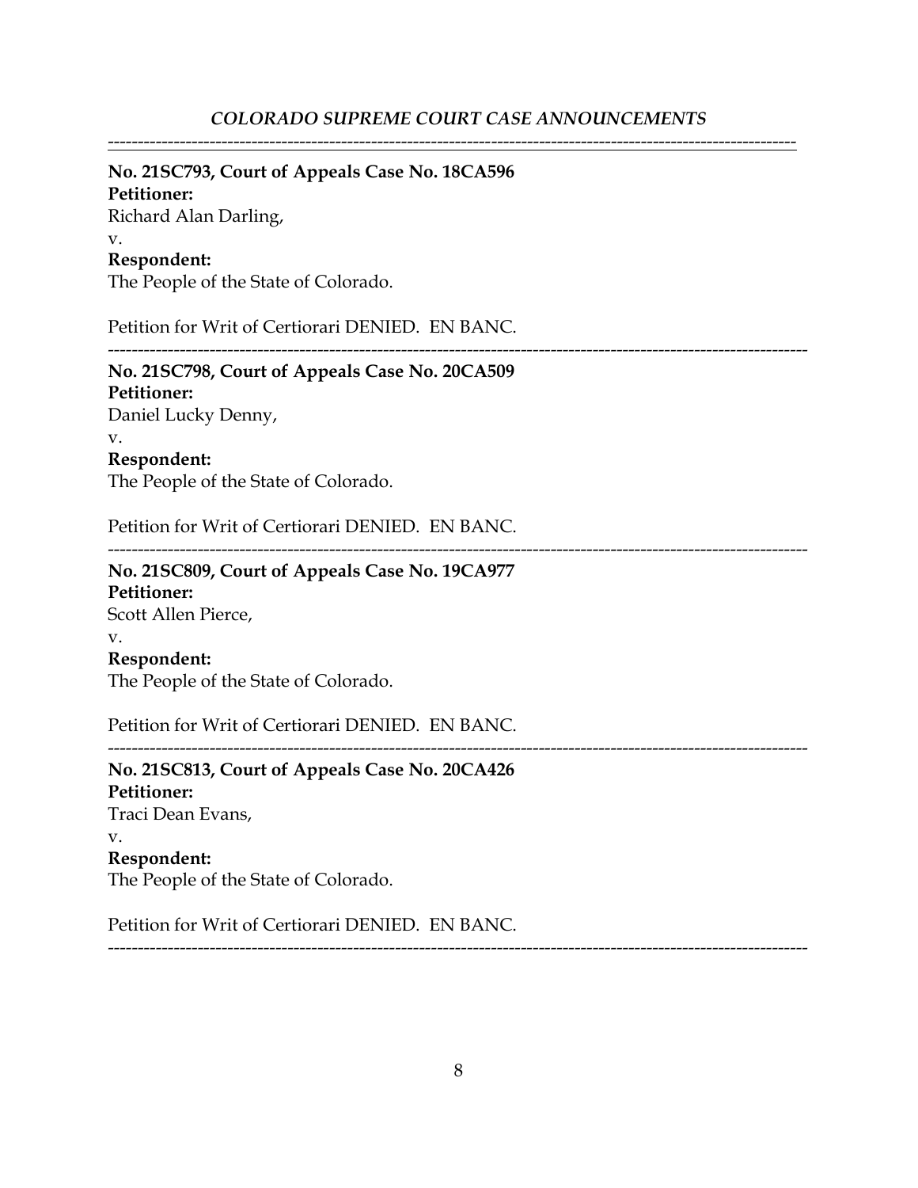---

**No. 21SC793, Court of Appeals Case No. 18CA596**
**Petitioner:**
Richard Alan Darling,
v.
**Respondent:**
The People of the State of Colorado.

Petition for Writ of Certiorari DENIED. EN BANC.

---

**No. 21SC798, Court of Appeals Case No. 20CA509**
**Petitioner:**
Daniel Lucky Denny,
v.
**Respondent:**
The People of the State of Colorado.

Petition for Writ of Certiorari DENIED. EN BANC.

---

**No. 21SC809, Court of Appeals Case No. 19CA977**
**Petitioner:**
Scott Allen Pierce,
v.
**Respondent:**
The People of the State of Colorado.

Petition for Writ of Certiorari DENIED. EN BANC.

---

**No. 21SC813, Court of Appeals Case No. 20CA426**
**Petitioner:**
Traci Dean Evans,
v.
**Respondent:**
The People of the State of Colorado.

Petition for Writ of Certiorari DENIED. EN BANC.

---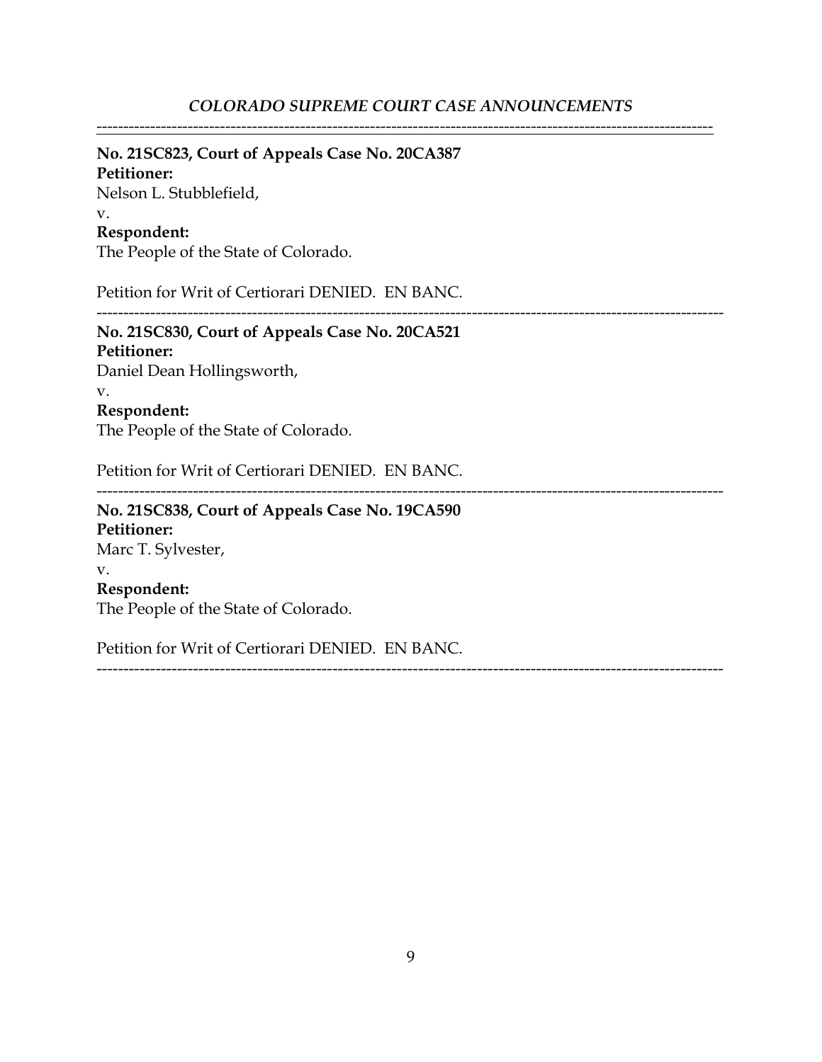---

**No. 21SC823, Court of Appeals Case No. 20CA387**
**Petitioner:**
Nelson L. Stubblefield,
v.
**Respondent:**
The People of the State of Colorado.

Petition for Writ of Certiorari DENIED. EN BANC.

---

**No. 21SC830, Court of Appeals Case No. 20CA521**
**Petitioner:**
Daniel Dean Hollingsworth,
v.
**Respondent:**
The People of the State of Colorado.

Petition for Writ of Certiorari DENIED. EN BANC.

---

**No. 21SC838, Court of Appeals Case No. 19CA590**
**Petitioner:**
Marc T. Sylvester,
v.
**Respondent:**
The People of the State of Colorado.

Petition for Writ of Certiorari DENIED. EN BANC.

---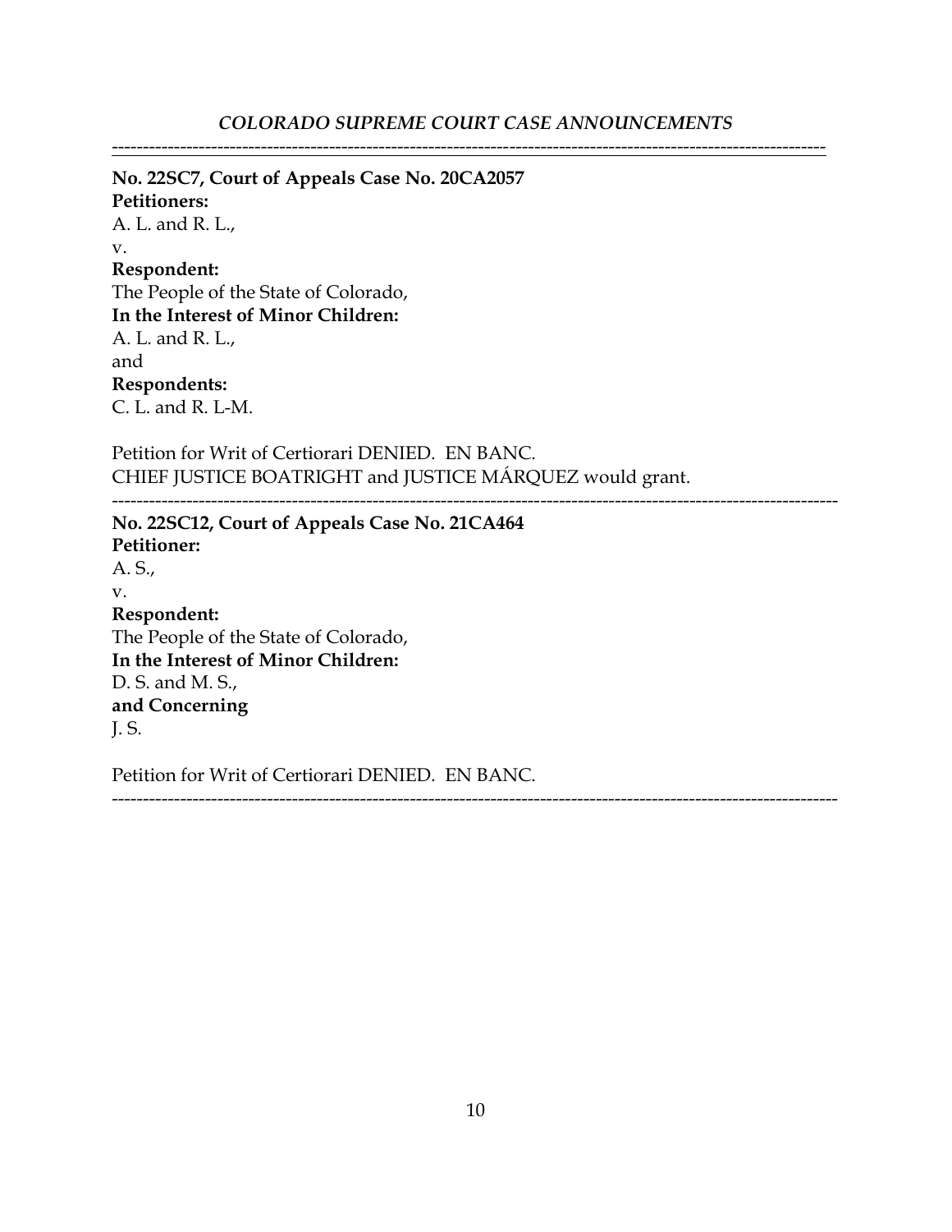---

**No. 22SC7, Court of Appeals Case No. 20CA2057**
**Petitioners:**
A. L. and R. L.,
v.
**Respondent:**
The People of the State of Colorado,
**In the Interest of Minor Children:**
A. L. and R. L.,
and
**Respondents:**
C. L. and R. L-M.

Petition for Writ of Certiorari DENIED. EN BANC.
CHIEF JUSTICE BOATRIGHT and JUSTICE MÁRQUEZ would grant.

---

**No. 22SC12, Court of Appeals Case No. 21CA464**
**Petitioner:**
A. S.,
v.
**Respondent:**
The People of the State of Colorado,
**In the Interest of Minor Children:**
D. S. and M. S.,
**and Concerning**
J. S.

Petition for Writ of Certiorari DENIED. EN BANC.

---